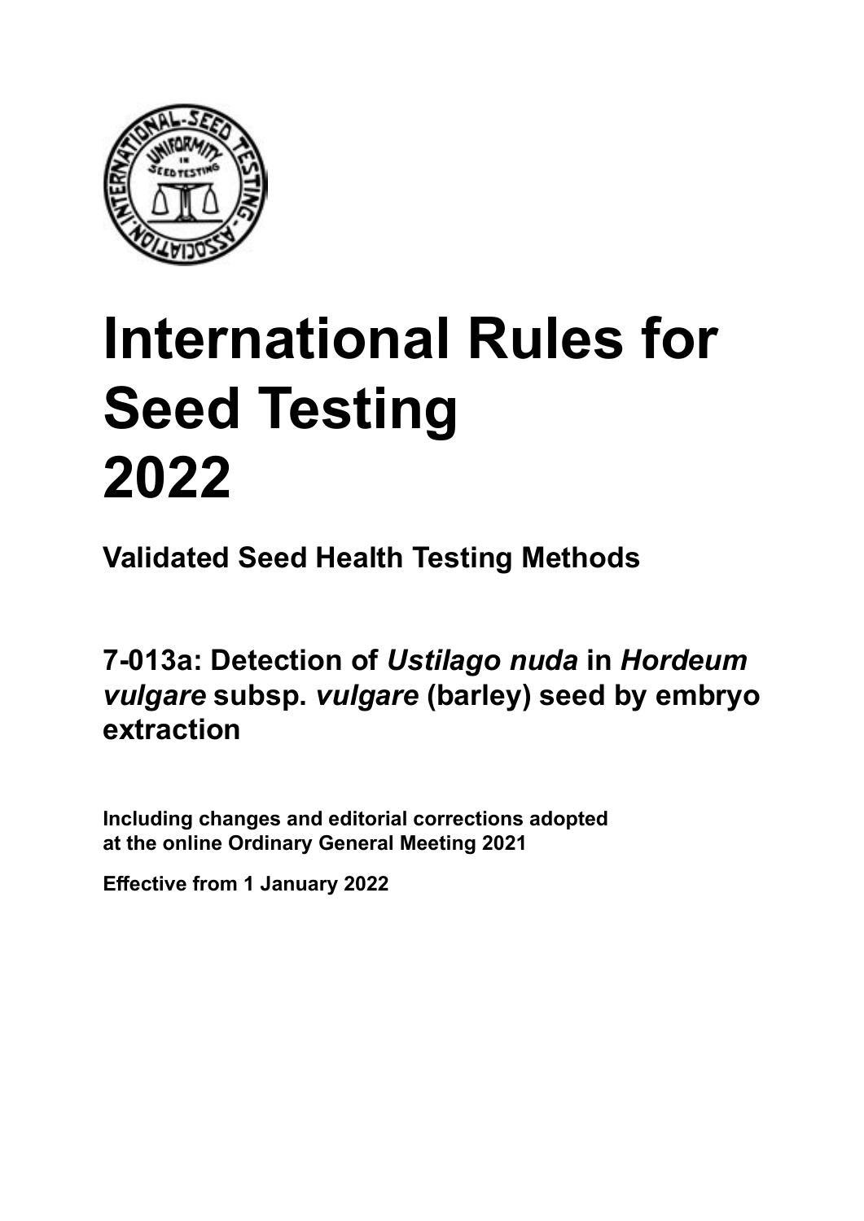# International Rules for Seed Testing 2022

**Validated Seed Health Testing Methods**

## 7-013a: Detection of *Ustilago nuda* in *Hordeum vulgare* subsp. *vulgare* (barley) seed by embryo extraction

**Including changes and editorial corrections adopted at the online Ordinary General Meeting 2021**

**Effective from 1 January 2022**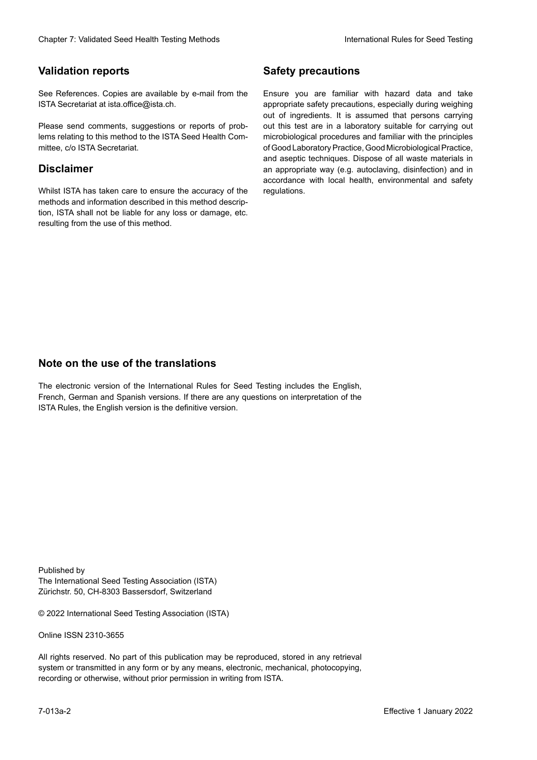## Validation reports

See References. Copies are available by e-mail from the ISTA Secretariat at ista.office@ista.ch.

Please send comments, suggestions or reports of problems relating to this method to the ISTA Seed Health Committee, c/o ISTA Secretariat.

## Disclaimer

Whilst ISTA has taken care to ensure the accuracy of the methods and information described in this method description, ISTA shall not be liable for any loss or damage, etc. resulting from the use of this method.

## Safety precautions

Ensure you are familiar with hazard data and take appropriate safety precautions, especially during weighing out of ingredients. It is assumed that persons carrying out this test are in a laboratory suitable for carrying out microbiological procedures and familiar with the principles of Good Laboratory Practice, Good Microbiological Practice, and aseptic techniques. Dispose of all waste materials in an appropriate way (e.g. autoclaving, disinfection) and in accordance with local health, environmental and safety regulations.

## Note on the use of the translations

The electronic version of the International Rules for Seed Testing includes the English, French, German and Spanish versions. If there are any questions on interpretation of the ISTA Rules, the English version is the definitive version.

Published by
The International Seed Testing Association (ISTA)
Zürichstr. 50, CH-8303 Bassersdorf, Switzerland

© 2022 International Seed Testing Association (ISTA)

Online ISSN 2310-3655

All rights reserved. No part of this publication may be reproduced, stored in any retrieval system or transmitted in any form or by any means, electronic, mechanical, photocopying, recording or otherwise, without prior permission in writing from ISTA.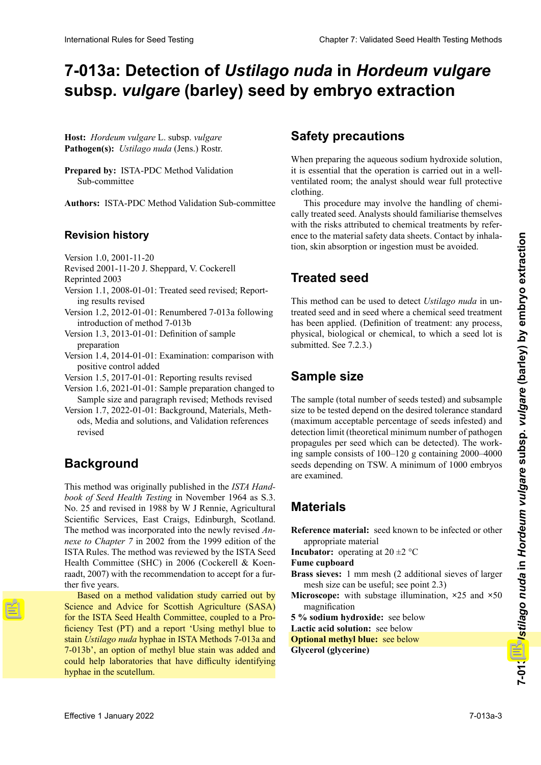# 7-013a: Detection of *Ustilago nuda* in *Hordeum vulgare* subsp. *vulgare* (barley) seed by embryo extraction

**Host:** *Hordeum vulgare* L. subsp. *vulgare*
**Pathogen(s):** *Ustilago nuda* (Jens.) Rostr.

**Prepared by:** ISTA-PDC Method Validation Sub-committee

**Authors:** ISTA-PDC Method Validation Sub-committee

## Revision history

Version 1.0, 2001-11-20
Revised 2001-11-20 J. Sheppard, V. Cockerell
Reprinted 2003
Version 1.1, 2008-01-01: Treated seed revised; Reporting results revised
Version 1.2, 2012-01-01: Renumbered 7-013a following introduction of method 7-013b
Version 1.3, 2013-01-01: Definition of sample preparation
Version 1.4, 2014-01-01: Examination: comparison with positive control added
Version 1.5, 2017-01-01: Reporting results revised
Version 1.6, 2021-01-01: Sample preparation changed to Sample size and paragraph revised; Methods revised
Version 1.7, 2022-01-01: Background, Materials, Methods, Media and solutions, and Validation references revised

## Background

This method was originally published in the *ISTA Handbook of Seed Health Testing* in November 1964 as S.3. No. 25 and revised in 1988 by W J Rennie, Agricultural Scientific Services, East Craigs, Edinburgh, Scotland. The method was incorporated into the newly revised *Annexe to Chapter 7* in 2002 from the 1999 edition of the ISTA Rules. The method was reviewed by the ISTA Seed Health Committee (SHC) in 2006 (Cockerell & Koenraadt, 2007) with the recommendation to accept for a further five years.

Based on a method validation study carried out by Science and Advice for Scottish Agriculture (SASA) for the ISTA Seed Health Committee, coupled to a Proficiency Test (PT) and a report 'Using methyl blue to stain *Ustilago nuda* hyphae in ISTA Methods 7-013a and 7-013b', an option of methyl blue stain was added and could help laboratories that have difficulty identifying hyphae in the scutellum.

## Safety precautions

When preparing the aqueous sodium hydroxide solution, it is essential that the operation is carried out in a well-ventilated room; the analyst should wear full protective clothing.

This procedure may involve the handling of chemically treated seed. Analysts should familiarise themselves with the risks attributed to chemical treatments by reference to the material safety data sheets. Contact by inhalation, skin absorption or ingestion must be avoided.

## Treated seed

This method can be used to detect *Ustilago nuda* in untreated seed and in seed where a chemical seed treatment has been applied. (Definition of treatment: any process, physical, biological or chemical, to which a seed lot is submitted. See 7.2.3.)

## Sample size

The sample (total number of seeds tested) and subsample size to be tested depend on the desired tolerance standard (maximum acceptable percentage of seeds infested) and detection limit (theoretical minimum number of pathogen propagules per seed which can be detected). The working sample consists of 100–120 g containing 2000–4000 seeds depending on TSW. A minimum of 1000 embryos are examined.

## Materials

**Reference material:** seed known to be infected or other appropriate material
**Incubator:** operating at 20 ±2 °C
**Fume cupboard**
**Brass sieves:** 1 mm mesh (2 additional sieves of larger mesh size can be useful; see point 2.3)
**Microscope:** with substage illumination, ×25 and ×50 magnification
**5 % sodium hydroxide:** see below
**Lactic acid solution:** see below
**Optional methyl blue:** see below
**Glycerol (glycerine)**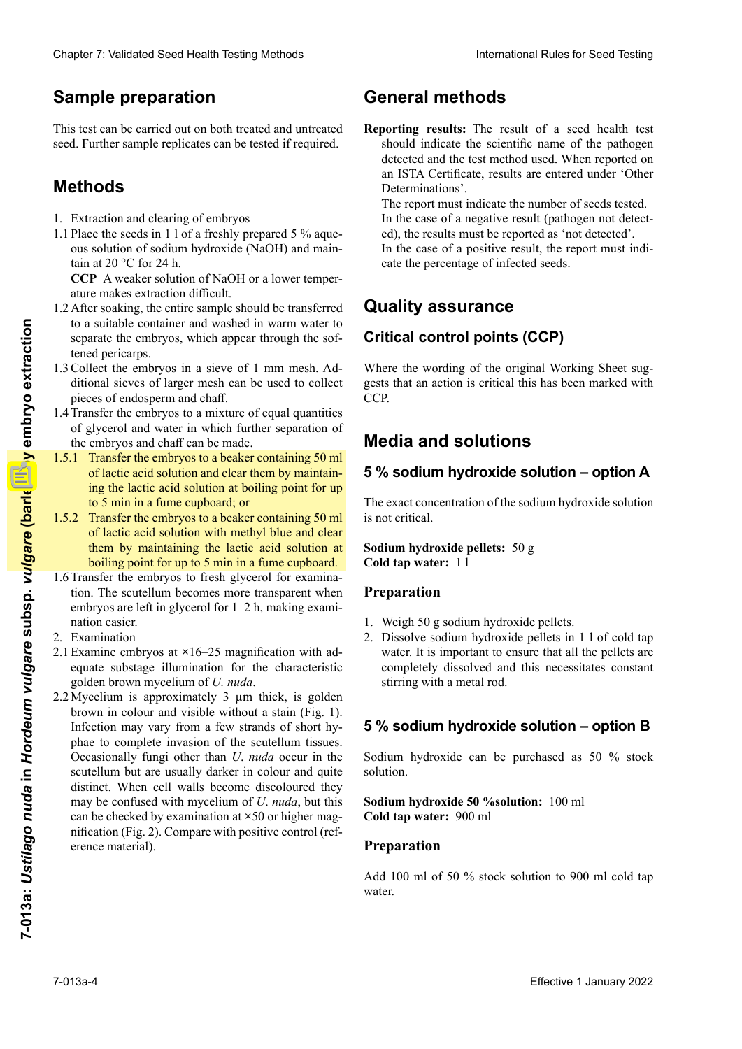## Sample preparation

This test can be carried out on both treated and untreated seed. Further sample replicates can be tested if required.

## Methods

1. Extraction and clearing of embryos

1.1 Place the seeds in 1 l of a freshly prepared 5 % aqueous solution of sodium hydroxide (NaOH) and maintain at 20 °C for 24 h.

**CCP** A weaker solution of NaOH or a lower temperature makes extraction difficult.

1.2 After soaking, the entire sample should be transferred to a suitable container and washed in warm water to separate the embryos, which appear through the softened pericarps.

1.3 Collect the embryos in a sieve of 1 mm mesh. Additional sieves of larger mesh can be used to collect pieces of endosperm and chaff.

1.4 Transfer the embryos to a mixture of equal quantities of glycerol and water in which further separation of the embryos and chaff can be made.

1.5.1 Transfer the embryos to a beaker containing 50 ml of lactic acid solution and clear them by maintaining the lactic acid solution at boiling point for up to 5 min in a fume cupboard; or

1.5.2 Transfer the embryos to a beaker containing 50 ml of lactic acid solution with methyl blue and clear them by maintaining the lactic acid solution at boiling point for up to 5 min in a fume cupboard.

1.6 Transfer the embryos to fresh glycerol for examination. The scutellum becomes more transparent when embryos are left in glycerol for 1–2 h, making examination easier.

2. Examination

2.1 Examine embryos at ×16–25 magnification with adequate substage illumination for the characteristic golden brown mycelium of *U. nuda*.

2.2 Mycelium is approximately 3 µm thick, is golden brown in colour and visible without a stain (Fig. 1). Infection may vary from a few strands of short hyphae to complete invasion of the scutellum tissues. Occasionally fungi other than *U. nuda* occur in the scutellum but are usually darker in colour and quite distinct. When cell walls become discoloured they may be confused with mycelium of *U. nuda*, but this can be checked by examination at ×50 or higher magnification (Fig. 2). Compare with positive control (reference material).

## General methods

**Reporting results:** The result of a seed health test should indicate the scientific name of the pathogen detected and the test method used. When reported on an ISTA Certificate, results are entered under 'Other Determinations'.

The report must indicate the number of seeds tested.

In the case of a negative result (pathogen not detected), the results must be reported as 'not detected'.

In the case of a positive result, the report must indicate the percentage of infected seeds.

## Quality assurance

### Critical control points (CCP)

Where the wording of the original Working Sheet suggests that an action is critical this has been marked with CCP.

## Media and solutions

### 5 % sodium hydroxide solution – option A

The exact concentration of the sodium hydroxide solution is not critical.

**Sodium hydroxide pellets:** 50 g
**Cold tap water:** 1 l

#### Preparation

1. Weigh 50 g sodium hydroxide pellets.
2. Dissolve sodium hydroxide pellets in 1 l of cold tap water. It is important to ensure that all the pellets are completely dissolved and this necessitates constant stirring with a metal rod.

### 5 % sodium hydroxide solution – option B

Sodium hydroxide can be purchased as 50 % stock solution.

**Sodium hydroxide 50 %solution:** 100 ml
**Cold tap water:** 900 ml

#### Preparation

Add 100 ml of 50 % stock solution to 900 ml cold tap water.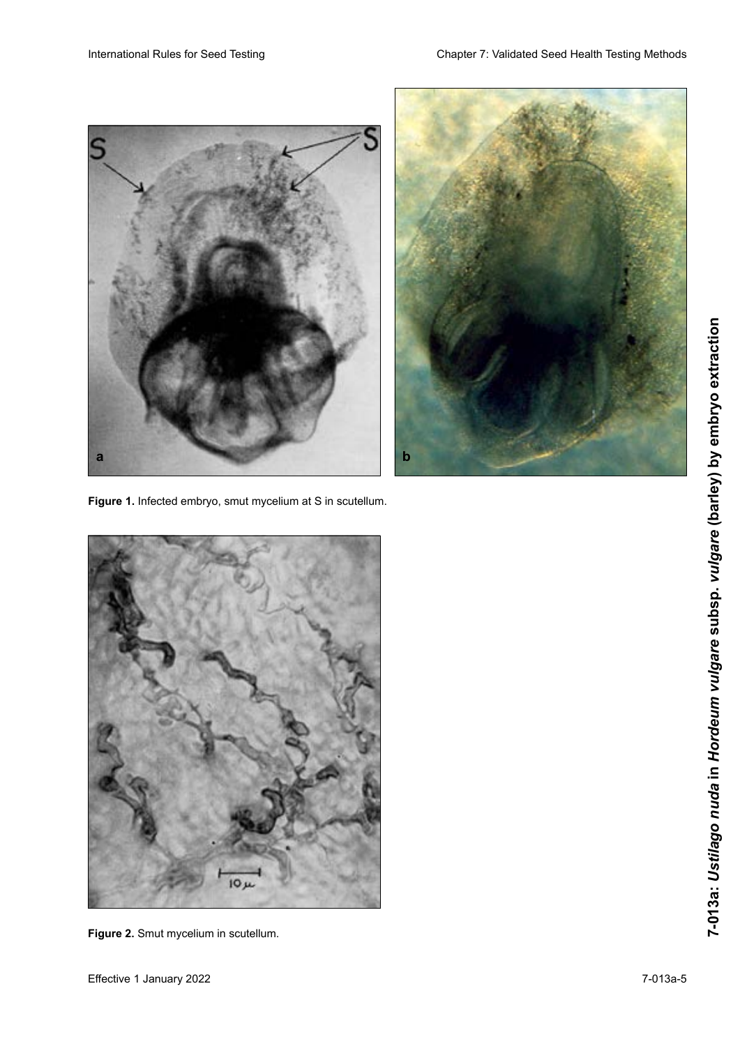**Figure 1.** Infected embryo, smut mycelium at S in scutellum.

**Figure 2.** Smut mycelium in scutellum.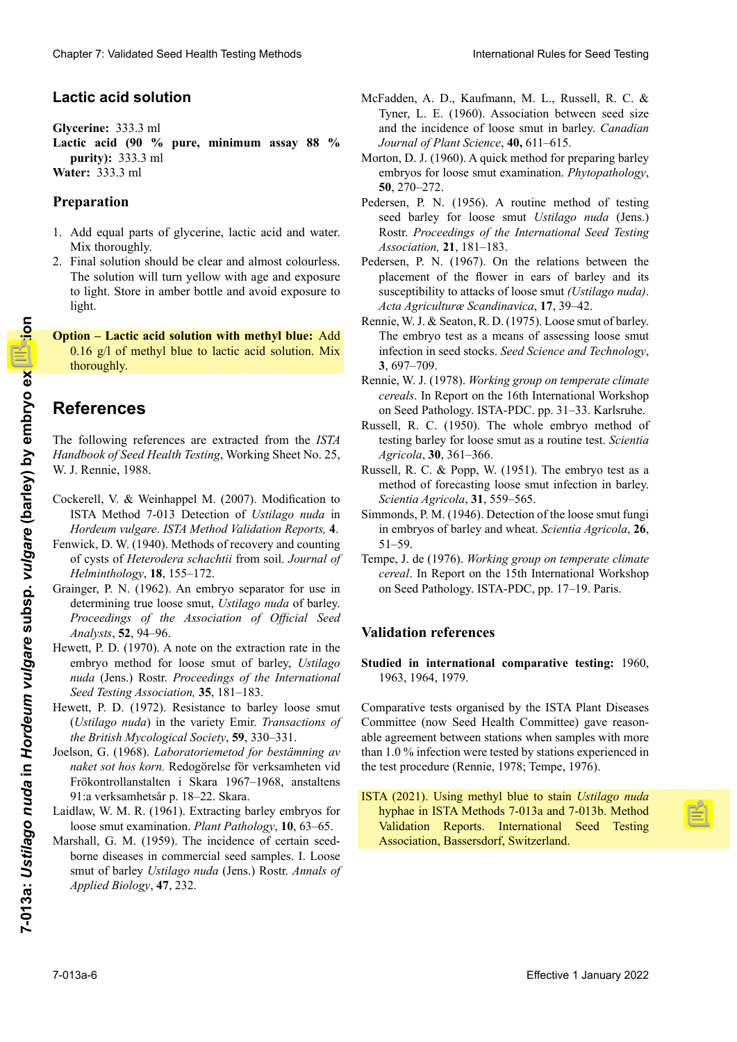### Lactic acid solution

**Glycerine:** 333.3 ml
**Lactic acid (90 % pure, minimum assay 88 % purity):** 333.3 ml
**Water:** 333.3 ml

### Preparation

1. Add equal parts of glycerine, lactic acid and water. Mix thoroughly.
2. Final solution should be clear and almost colourless. The solution will turn yellow with age and exposure to light. Store in amber bottle and avoid exposure to light.

**Option – Lactic acid solution with methyl blue:** Add 0.16 g/l of methyl blue to lactic acid solution. Mix thoroughly.

## References

The following references are extracted from the *ISTA Handbook of Seed Health Testing*, Working Sheet No. 25, W. J. Rennie, 1988.

Cockerell, V. & Weinhappel M. (2007). Modification to ISTA Method 7-013 Detection of *Ustilago nuda* in *Hordeum vulgare*. *ISTA Method Validation Reports,* **4**.

Fenwick, D. W. (1940). Methods of recovery and counting of cysts of *Heterodera schachtii* from soil. *Journal of Helminthology*, **18**, 155–172.

Grainger, P. N. (1962). An embryo separator for use in determining true loose smut, *Ustilago nuda* of barley. *Proceedings of the Association of Official Seed Analysts*, **52**, 94–96.

Hewett, P. D. (1970). A note on the extraction rate in the embryo method for loose smut of barley, *Ustilago nuda* (Jens.) Rostr. *Proceedings of the International Seed Testing Association,* **35**, 181–183.

Hewett, P. D. (1972). Resistance to barley loose smut (*Ustilago nuda*) in the variety Emir. *Transactions of the British Mycological Society*, **59**, 330–331.

Joelson, G. (1968). *Laboratoriemetod för bestämning av naket sot hos korn.* Redogörelse för verksamheten vid Frökontrollanstalten i Skara 1967–1968, anstaltens 51:a verksamhetsår p. 18–22. Skara.

Laidlaw, W. M. R. (1961). Extracting barley embryos for loose smut examination. *Plant Pathology*, **10**, 63–65.

Marshall, G. M. (1959). The incidence of certain seed-borne diseases in commercial seed samples. I. Loose smut of barley *Ustilago nuda* (Jens.) Rostr. *Annals of Applied Biology*, **47**, 232.

McFadden, A. D., Kaufmann, M. L., Russell, R. C. & Tyner, L. E. (1960). Association between seed size and the incidence of loose smut in barley. *Canadian Journal of Plant Science*, **40,** 611–615.

Morton, D. J. (1960). A quick method for preparing barley embryos for loose smut examination. *Phytopathology*, **50**, 270–272.

Pedersen, P. N. (1956). A routine method of testing seed barley for loose smut *Ustilago nuda* (Jens.) Rostr. *Proceedings of the International Seed Testing Association,* **21**, 181–183.

Pedersen, P. N. (1967). On the relations between the placement of the flower in ears of barley and its susceptibility to attacks of loose smut *(Ustilago nuda)*. *Acta Agriculturæ Scandinavica*, **17**, 39–42.

Rennie, W. J. & Seaton, R. D. (1975). Loose smut of barley. The embryo test as a means of assessing loose smut infection in seed stocks. *Seed Science and Technology*, **3**, 697–709.

Rennie, W. J. (1978). *Working group on temperate climate cereals*. In Report on the 16th International Workshop on Seed Pathology. ISTA-PDC. pp. 31–33. Karlsruhe.

Russell, R. C. (1950). The whole embryo method of testing barley for loose smut as a routine test. *Scientia Agricola*, **30**, 361–366.

Russell, R. C. & Popp, W. (1951). The embryo test as a method of forecasting loose smut infection in barley. *Scientia Agricola*, **31**, 559–565.

Simmonds, P. M. (1946). Detection of the loose smut fungi in embryos of barley and wheat. *Scientia Agricola*, **26**, 51–59.

Tempe, J. de (1976). *Working group on temperate climate cereal*. In Report on the 15th International Workshop on Seed Pathology. ISTA-PDC, pp. 17–19. Paris.

### Validation references

**Studied in international comparative testing:** 1960, 1963, 1964, 1979.

Comparative tests organised by the ISTA Plant Diseases Committee (now Seed Health Committee) gave reasonable agreement between stations when samples with more than 1.0 % infection were tested by stations experienced in the test procedure (Rennie, 1978; Tempe, 1976).

ISTA (2021). Using methyl blue to stain *Ustilago nuda* hyphae in ISTA Methods 7-013a and 7-013b. Method Validation Reports. International Seed Testing Association, Bassersdorf, Switzerland.